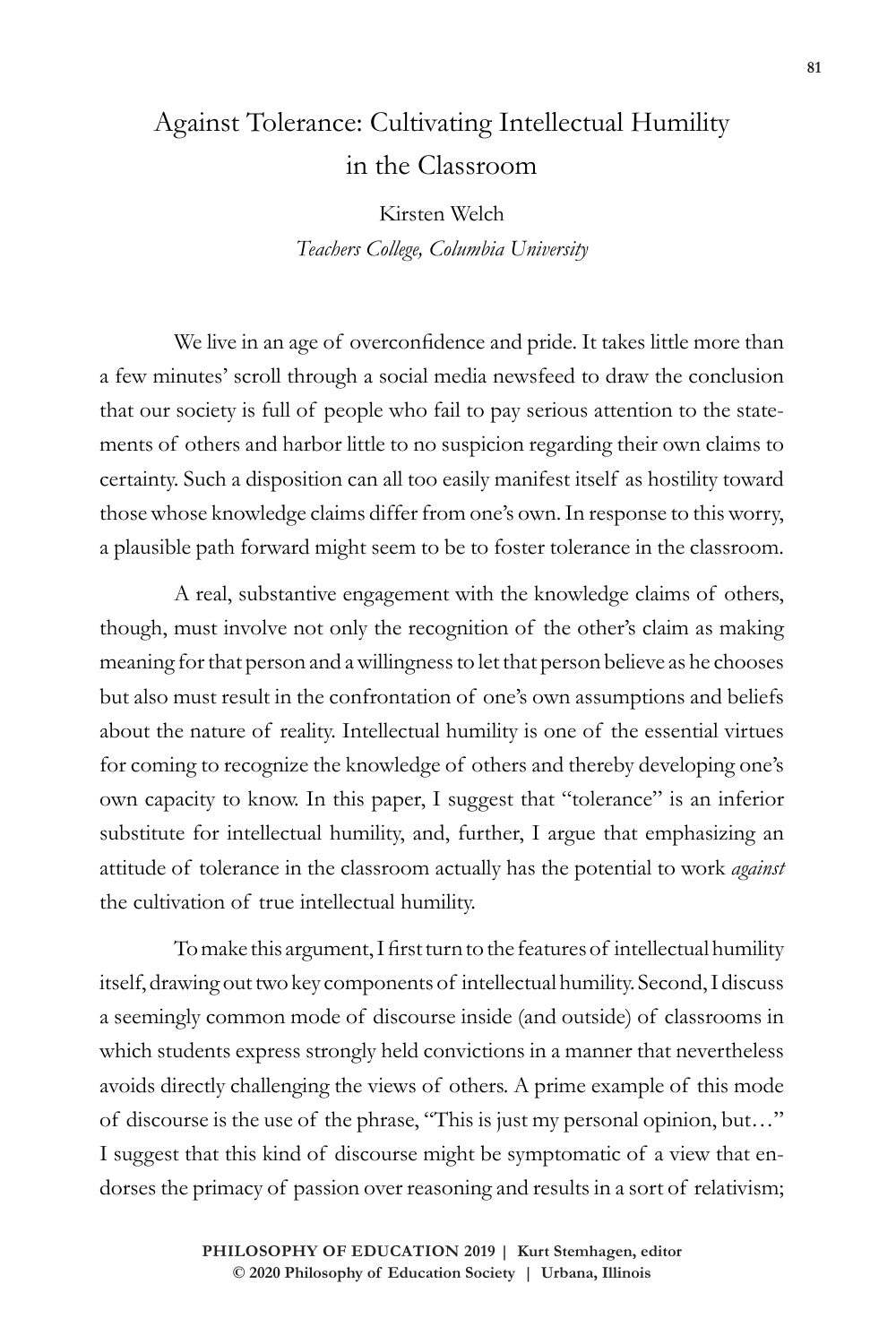# Against Tolerance: Cultivating Intellectual Humility in the Classroom

Kirsten Welch

*Teachers College, Columbia University*

We live in an age of overconfidence and pride. It takes little more than a few minutes' scroll through a social media newsfeed to draw the conclusion that our society is full of people who fail to pay serious attention to the statements of others and harbor little to no suspicion regarding their own claims to certainty. Such a disposition can all too easily manifest itself as hostility toward those whose knowledge claims differ from one's own. In response to this worry, a plausible path forward might seem to be to foster tolerance in the classroom.

A real, substantive engagement with the knowledge claims of others, though, must involve not only the recognition of the other's claim as making meaning for that person and a willingness to let that person believe as he chooses but also must result in the confrontation of one's own assumptions and beliefs about the nature of reality. Intellectual humility is one of the essential virtues for coming to recognize the knowledge of others and thereby developing one's own capacity to know. In this paper, I suggest that "tolerance" is an inferior substitute for intellectual humility, and, further, I argue that emphasizing an attitude of tolerance in the classroom actually has the potential to work *against* the cultivation of true intellectual humility.

To make this argument, I first turn to the features of intellectual humility itself, drawing out two key components of intellectual humility. Second, I discuss a seemingly common mode of discourse inside (and outside) of classrooms in which students express strongly held convictions in a manner that nevertheless avoids directly challenging the views of others. A prime example of this mode of discourse is the use of the phrase, "This is just my personal opinion, but…" I suggest that this kind of discourse might be symptomatic of a view that endorses the primacy of passion over reasoning and results in a sort of relativism;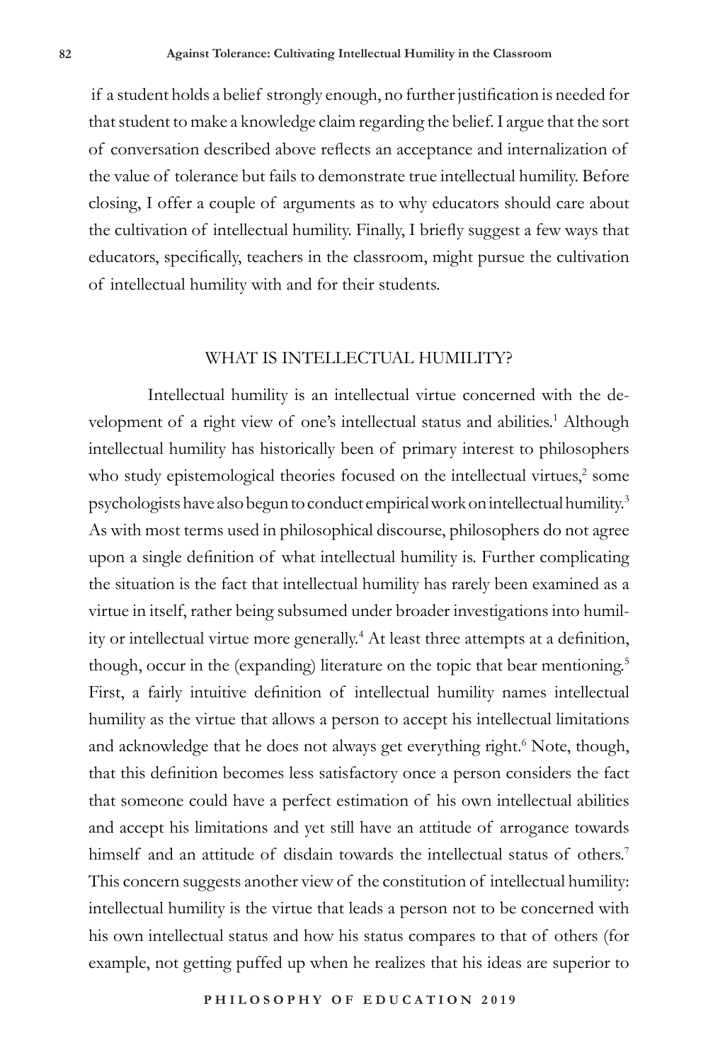if a student holds a belief strongly enough, no further justification is needed for that student to make a knowledge claim regarding the belief. I argue that the sort of conversation described above reflects an acceptance and internalization of the value of tolerance but fails to demonstrate true intellectual humility. Before closing, I offer a couple of arguments as to why educators should care about the cultivation of intellectual humility. Finally, I briefly suggest a few ways that educators, specifically, teachers in the classroom, might pursue the cultivation of intellectual humility with and for their students.

## WHAT IS INTELLECTUAL HUMILITY?

Intellectual humility is an intellectual virtue concerned with the development of a right view of one's intellectual status and abilities.[1] Although intellectual humility has historically been of primary interest to philosophers who study epistemological theories focused on the intellectual virtues,[2] some psychologists have also begun to conduct empirical work on intellectual humility.[3] As with most terms used in philosophical discourse, philosophers do not agree upon a single definition of what intellectual humility is. Further complicating the situation is the fact that intellectual humility has rarely been examined as a virtue in itself, rather being subsumed under broader investigations into humility or intellectual virtue more generally.[4] At least three attempts at a definition, though, occur in the (expanding) literature on the topic that bear mentioning.[5] First, a fairly intuitive definition of intellectual humility names intellectual humility as the virtue that allows a person to accept his intellectual limitations and acknowledge that he does not always get everything right.[6] Note, though, that this definition becomes less satisfactory once a person considers the fact that someone could have a perfect estimation of his own intellectual abilities and accept his limitations and yet still have an attitude of arrogance towards himself and an attitude of disdain towards the intellectual status of others.[7] This concern suggests another view of the constitution of intellectual humility: intellectual humility is the virtue that leads a person not to be concerned with his own intellectual status and how his status compares to that of others (for example, not getting puffed up when he realizes that his ideas are superior to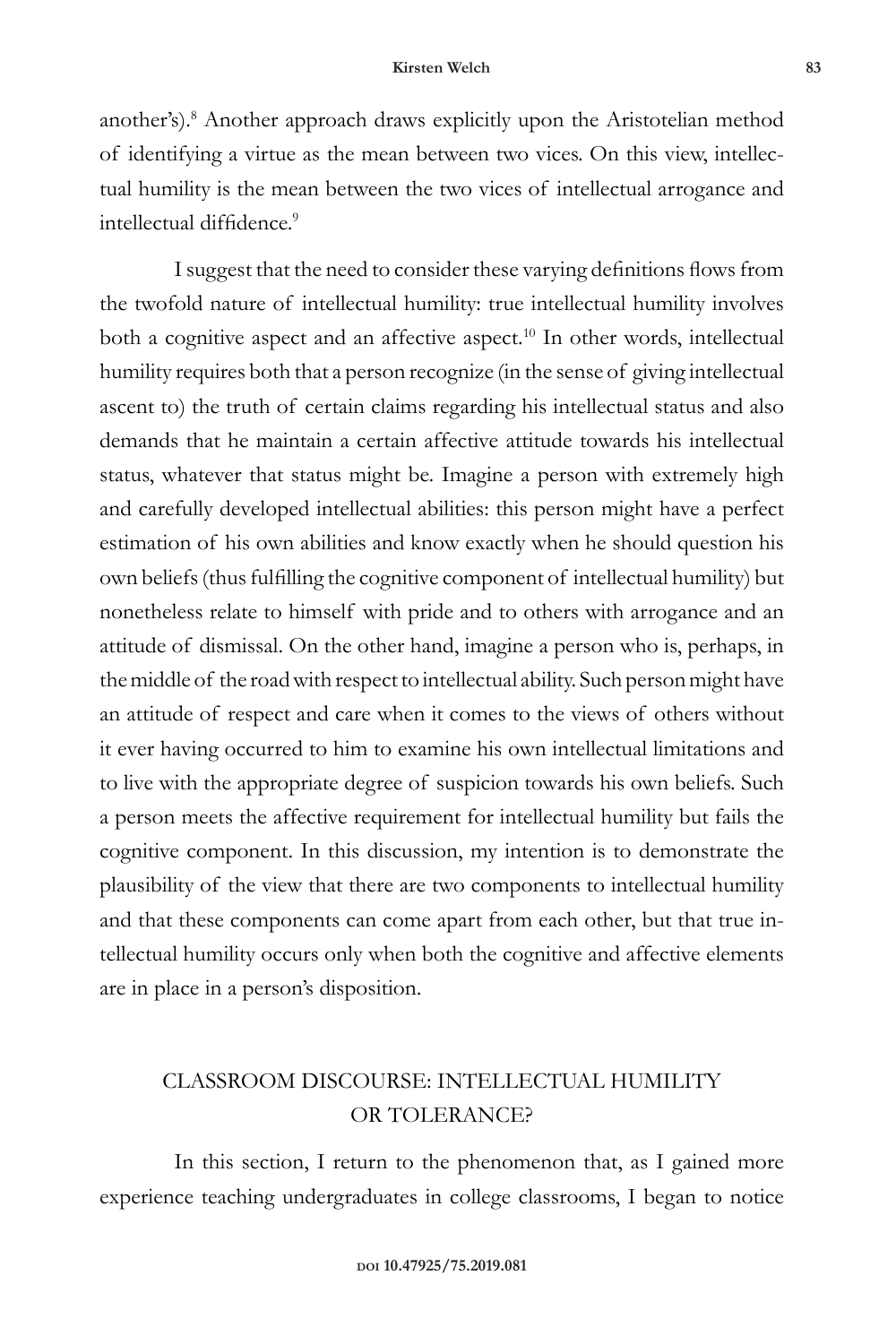another's).[8] Another approach draws explicitly upon the Aristotelian method of identifying a virtue as the mean between two vices. On this view, intellectual humility is the mean between the two vices of intellectual arrogance and intellectual diffidence.[9]

I suggest that the need to consider these varying definitions flows from the twofold nature of intellectual humility: true intellectual humility involves both a cognitive aspect and an affective aspect.[10] In other words, intellectual humility requires both that a person recognize (in the sense of giving intellectual ascent to) the truth of certain claims regarding his intellectual status and also demands that he maintain a certain affective attitude towards his intellectual status, whatever that status might be. Imagine a person with extremely high and carefully developed intellectual abilities: this person might have a perfect estimation of his own abilities and know exactly when he should question his own beliefs (thus fulfilling the cognitive component of intellectual humility) but nonetheless relate to himself with pride and to others with arrogance and an attitude of dismissal. On the other hand, imagine a person who is, perhaps, in the middle of the road with respect to intellectual ability. Such person might have an attitude of respect and care when it comes to the views of others without it ever having occurred to him to examine his own intellectual limitations and to live with the appropriate degree of suspicion towards his own beliefs. Such a person meets the affective requirement for intellectual humility but fails the cognitive component. In this discussion, my intention is to demonstrate the plausibility of the view that there are two components to intellectual humility and that these components can come apart from each other, but that true intellectual humility occurs only when both the cognitive and affective elements are in place in a person's disposition.

## CLASSROOM DISCOURSE: INTELLECTUAL HUMILITY OR TOLERANCE?

In this section, I return to the phenomenon that, as I gained more experience teaching undergraduates in college classrooms, I began to notice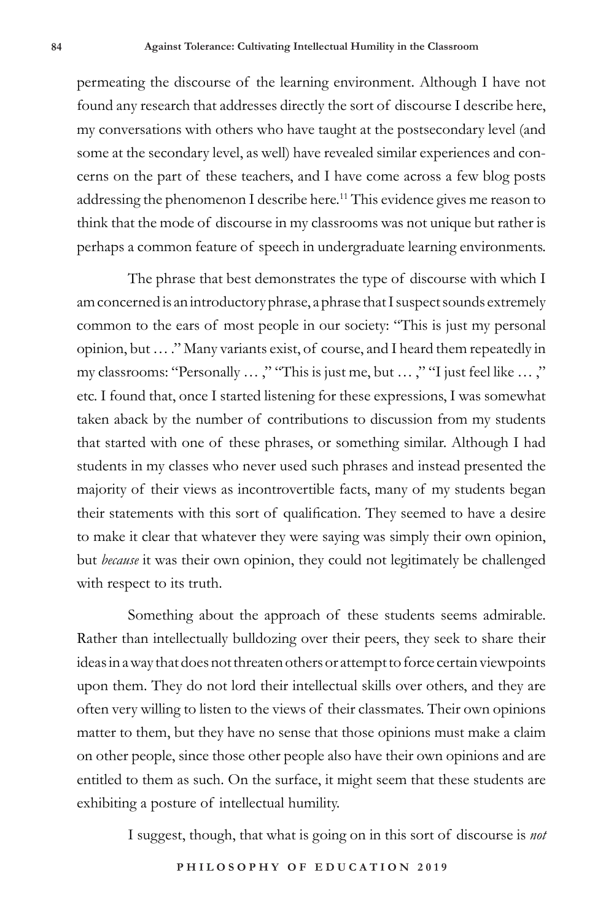permeating the discourse of the learning environment. Although I have not found any research that addresses directly the sort of discourse I describe here, my conversations with others who have taught at the postsecondary level (and some at the secondary level, as well) have revealed similar experiences and concerns on the part of these teachers, and I have come across a few blog posts addressing the phenomenon I describe here.[11] This evidence gives me reason to think that the mode of discourse in my classrooms was not unique but rather is perhaps a common feature of speech in undergraduate learning environments.

The phrase that best demonstrates the type of discourse with which I am concerned is an introductory phrase, a phrase that I suspect sounds extremely common to the ears of most people in our society: "This is just my personal opinion, but … ." Many variants exist, of course, and I heard them repeatedly in my classrooms: "Personally … ," "This is just me, but … ," "I just feel like … ," etc. I found that, once I started listening for these expressions, I was somewhat taken aback by the number of contributions to discussion from my students that started with one of these phrases, or something similar. Although I had students in my classes who never used such phrases and instead presented the majority of their views as incontrovertible facts, many of my students began their statements with this sort of qualification. They seemed to have a desire to make it clear that whatever they were saying was simply their own opinion, but *because* it was their own opinion, they could not legitimately be challenged with respect to its truth.

Something about the approach of these students seems admirable. Rather than intellectually bulldozing over their peers, they seek to share their ideas in a way that does not threaten others or attempt to force certain viewpoints upon them. They do not lord their intellectual skills over others, and they are often very willing to listen to the views of their classmates. Their own opinions matter to them, but they have no sense that those opinions must make a claim on other people, since those other people also have their own opinions and are entitled to them as such. On the surface, it might seem that these students are exhibiting a posture of intellectual humility.

I suggest, though, that what is going on in this sort of discourse is *not*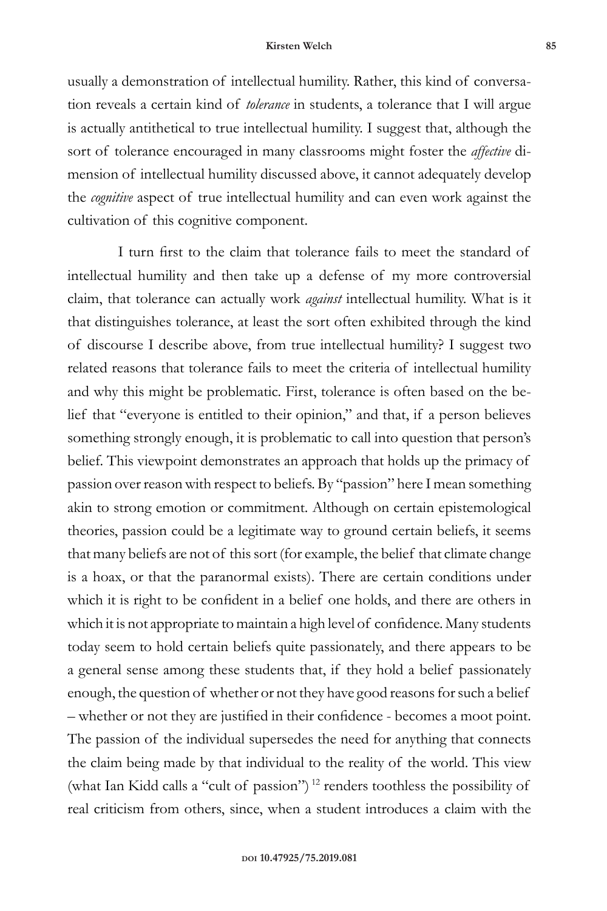usually a demonstration of intellectual humility. Rather, this kind of conversation reveals a certain kind of *tolerance* in students, a tolerance that I will argue is actually antithetical to true intellectual humility. I suggest that, although the sort of tolerance encouraged in many classrooms might foster the *affective* dimension of intellectual humility discussed above, it cannot adequately develop the *cognitive* aspect of true intellectual humility and can even work against the cultivation of this cognitive component.

I turn first to the claim that tolerance fails to meet the standard of intellectual humility and then take up a defense of my more controversial claim, that tolerance can actually work *against* intellectual humility. What is it that distinguishes tolerance, at least the sort often exhibited through the kind of discourse I describe above, from true intellectual humility? I suggest two related reasons that tolerance fails to meet the criteria of intellectual humility and why this might be problematic. First, tolerance is often based on the belief that "everyone is entitled to their opinion," and that, if a person believes something strongly enough, it is problematic to call into question that person's belief. This viewpoint demonstrates an approach that holds up the primacy of passion over reason with respect to beliefs. By "passion" here I mean something akin to strong emotion or commitment. Although on certain epistemological theories, passion could be a legitimate way to ground certain beliefs, it seems that many beliefs are not of this sort (for example, the belief that climate change is a hoax, or that the paranormal exists). There are certain conditions under which it is right to be confident in a belief one holds, and there are others in which it is not appropriate to maintain a high level of confidence. Many students today seem to hold certain beliefs quite passionately, and there appears to be a general sense among these students that, if they hold a belief passionately enough, the question of whether or not they have good reasons for such a belief – whether or not they are justified in their confidence - becomes a moot point. The passion of the individual supersedes the need for anything that connects the claim being made by that individual to the reality of the world. This view (what Ian Kidd calls a "cult of passion") [12] renders toothless the possibility of real criticism from others, since, when a student introduces a claim with the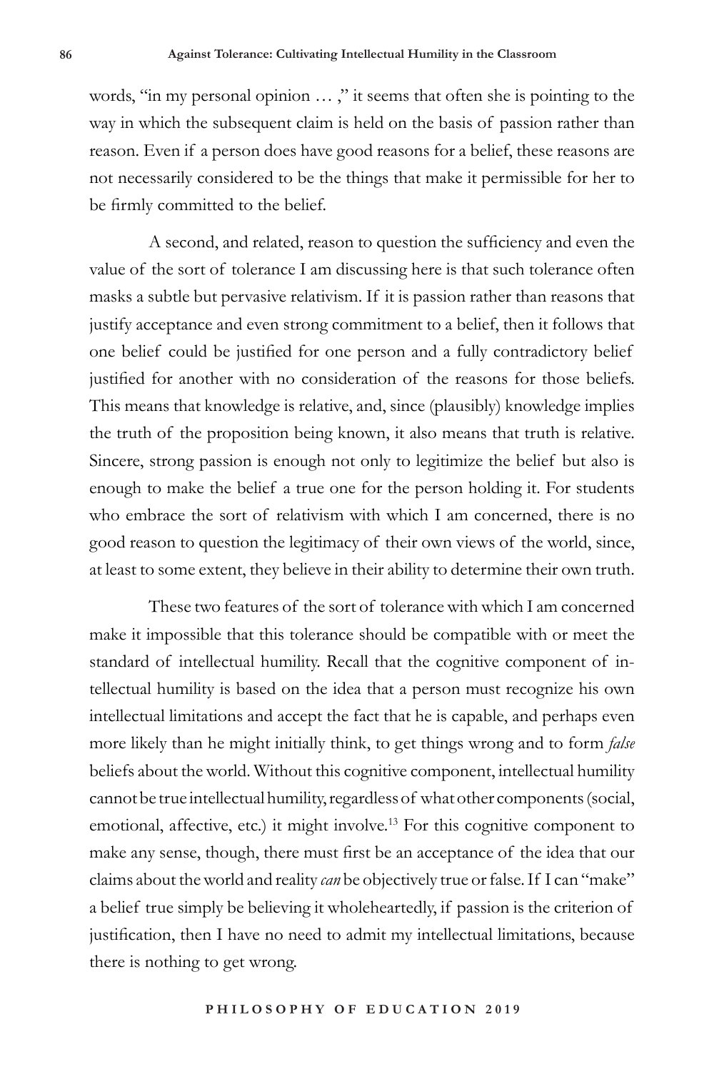words, "in my personal opinion … ," it seems that often she is pointing to the way in which the subsequent claim is held on the basis of passion rather than reason. Even if a person does have good reasons for a belief, these reasons are not necessarily considered to be the things that make it permissible for her to be firmly committed to the belief.

A second, and related, reason to question the sufficiency and even the value of the sort of tolerance I am discussing here is that such tolerance often masks a subtle but pervasive relativism. If it is passion rather than reasons that justify acceptance and even strong commitment to a belief, then it follows that one belief could be justified for one person and a fully contradictory belief justified for another with no consideration of the reasons for those beliefs. This means that knowledge is relative, and, since (plausibly) knowledge implies the truth of the proposition being known, it also means that truth is relative. Sincere, strong passion is enough not only to legitimize the belief but also is enough to make the belief a true one for the person holding it. For students who embrace the sort of relativism with which I am concerned, there is no good reason to question the legitimacy of their own views of the world, since, at least to some extent, they believe in their ability to determine their own truth.

These two features of the sort of tolerance with which I am concerned make it impossible that this tolerance should be compatible with or meet the standard of intellectual humility. Recall that the cognitive component of intellectual humility is based on the idea that a person must recognize his own intellectual limitations and accept the fact that he is capable, and perhaps even more likely than he might initially think, to get things wrong and to form *false* beliefs about the world. Without this cognitive component, intellectual humility cannot be true intellectual humility, regardless of what other components (social, emotional, affective, etc.) it might involve.[13] For this cognitive component to make any sense, though, there must first be an acceptance of the idea that our claims about the world and reality *can* be objectively true or false. If I can "make" a belief true simply be believing it wholeheartedly, if passion is the criterion of justification, then I have no need to admit my intellectual limitations, because there is nothing to get wrong.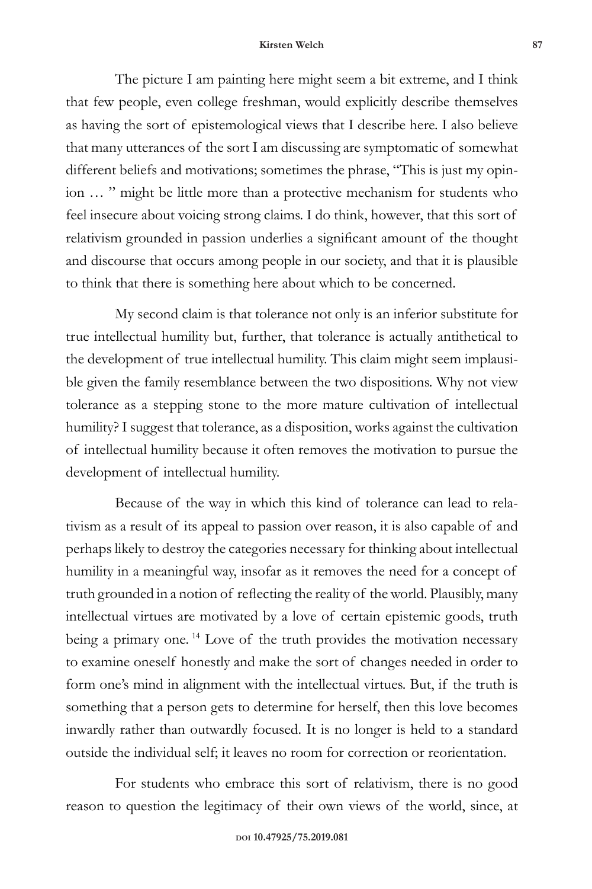The picture I am painting here might seem a bit extreme, and I think that few people, even college freshman, would explicitly describe themselves as having the sort of epistemological views that I describe here. I also believe that many utterances of the sort I am discussing are symptomatic of somewhat different beliefs and motivations; sometimes the phrase, "This is just my opinion … " might be little more than a protective mechanism for students who feel insecure about voicing strong claims. I do think, however, that this sort of relativism grounded in passion underlies a significant amount of the thought and discourse that occurs among people in our society, and that it is plausible to think that there is something here about which to be concerned.

My second claim is that tolerance not only is an inferior substitute for true intellectual humility but, further, that tolerance is actually antithetical to the development of true intellectual humility. This claim might seem implausible given the family resemblance between the two dispositions. Why not view tolerance as a stepping stone to the more mature cultivation of intellectual humility? I suggest that tolerance, as a disposition, works against the cultivation of intellectual humility because it often removes the motivation to pursue the development of intellectual humility.

Because of the way in which this kind of tolerance can lead to relativism as a result of its appeal to passion over reason, it is also capable of and perhaps likely to destroy the categories necessary for thinking about intellectual humility in a meaningful way, insofar as it removes the need for a concept of truth grounded in a notion of reflecting the reality of the world. Plausibly, many intellectual virtues are motivated by a love of certain epistemic goods, truth being a primary one. [14] Love of the truth provides the motivation necessary to examine oneself honestly and make the sort of changes needed in order to form one's mind in alignment with the intellectual virtues. But, if the truth is something that a person gets to determine for herself, then this love becomes inwardly rather than outwardly focused. It is no longer is held to a standard outside the individual self; it leaves no room for correction or reorientation.

For students who embrace this sort of relativism, there is no good reason to question the legitimacy of their own views of the world, since, at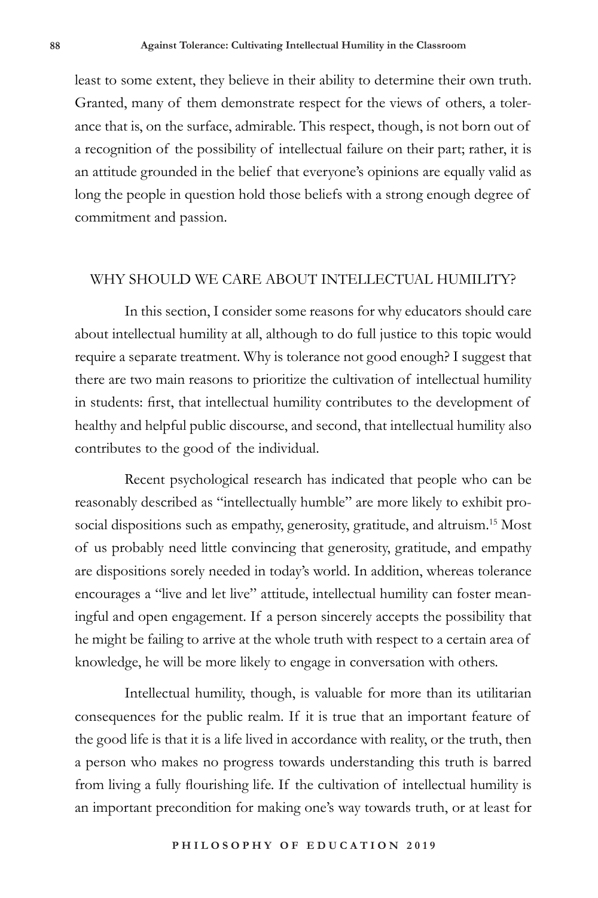least to some extent, they believe in their ability to determine their own truth. Granted, many of them demonstrate respect for the views of others, a tolerance that is, on the surface, admirable. This respect, though, is not born out of a recognition of the possibility of intellectual failure on their part; rather, it is an attitude grounded in the belief that everyone's opinions are equally valid as long the people in question hold those beliefs with a strong enough degree of commitment and passion.

## WHY SHOULD WE CARE ABOUT INTELLECTUAL HUMILITY?

In this section, I consider some reasons for why educators should care about intellectual humility at all, although to do full justice to this topic would require a separate treatment. Why is tolerance not good enough? I suggest that there are two main reasons to prioritize the cultivation of intellectual humility in students: first, that intellectual humility contributes to the development of healthy and helpful public discourse, and second, that intellectual humility also contributes to the good of the individual.

Recent psychological research has indicated that people who can be reasonably described as "intellectually humble" are more likely to exhibit prosocial dispositions such as empathy, generosity, gratitude, and altruism.[15] Most of us probably need little convincing that generosity, gratitude, and empathy are dispositions sorely needed in today's world. In addition, whereas tolerance encourages a "live and let live" attitude, intellectual humility can foster meaningful and open engagement. If a person sincerely accepts the possibility that he might be failing to arrive at the whole truth with respect to a certain area of knowledge, he will be more likely to engage in conversation with others.

Intellectual humility, though, is valuable for more than its utilitarian consequences for the public realm. If it is true that an important feature of the good life is that it is a life lived in accordance with reality, or the truth, then a person who makes no progress towards understanding this truth is barred from living a fully flourishing life. If the cultivation of intellectual humility is an important precondition for making one's way towards truth, or at least for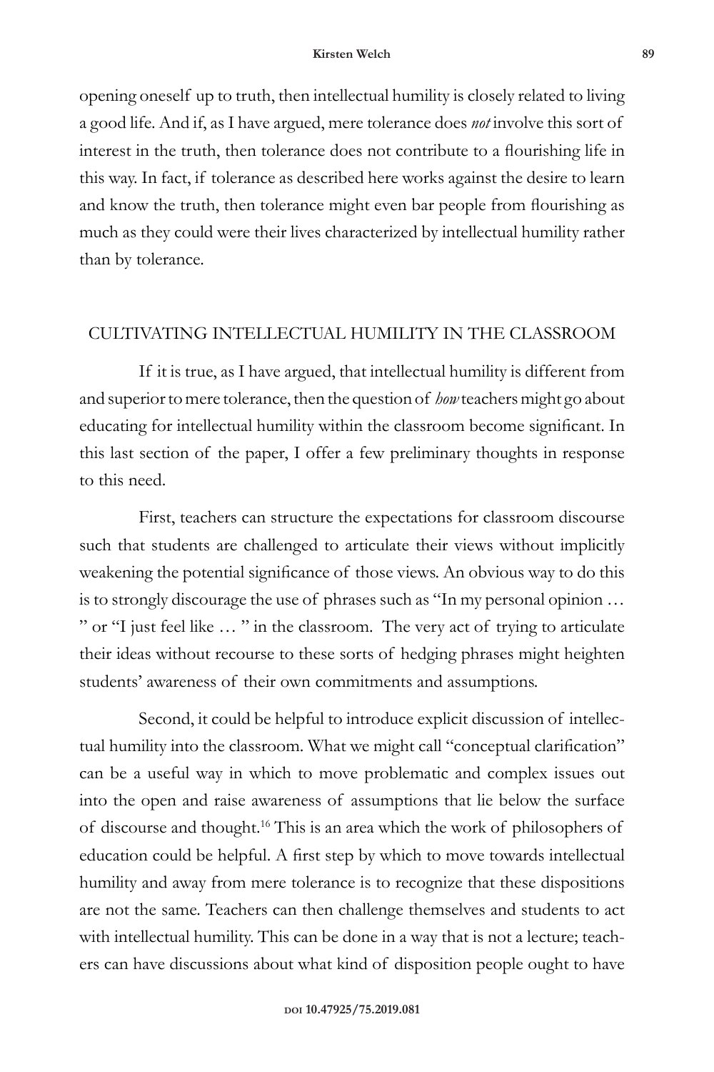opening oneself up to truth, then intellectual humility is closely related to living a good life. And if, as I have argued, mere tolerance does *not* involve this sort of interest in the truth, then tolerance does not contribute to a flourishing life in this way. In fact, if tolerance as described here works against the desire to learn and know the truth, then tolerance might even bar people from flourishing as much as they could were their lives characterized by intellectual humility rather than by tolerance.

## CULTIVATING INTELLECTUAL HUMILITY IN THE CLASSROOM

If it is true, as I have argued, that intellectual humility is different from and superior to mere tolerance, then the question of *how* teachers might go about educating for intellectual humility within the classroom become significant. In this last section of the paper, I offer a few preliminary thoughts in response to this need.

First, teachers can structure the expectations for classroom discourse such that students are challenged to articulate their views without implicitly weakening the potential significance of those views. An obvious way to do this is to strongly discourage the use of phrases such as "In my personal opinion … " or "I just feel like … " in the classroom. The very act of trying to articulate their ideas without recourse to these sorts of hedging phrases might heighten students' awareness of their own commitments and assumptions.

Second, it could be helpful to introduce explicit discussion of intellectual humility into the classroom. What we might call "conceptual clarification" can be a useful way in which to move problematic and complex issues out into the open and raise awareness of assumptions that lie below the surface of discourse and thought.[16] This is an area which the work of philosophers of education could be helpful. A first step by which to move towards intellectual humility and away from mere tolerance is to recognize that these dispositions are not the same. Teachers can then challenge themselves and students to act with intellectual humility. This can be done in a way that is not a lecture; teachers can have discussions about what kind of disposition people ought to have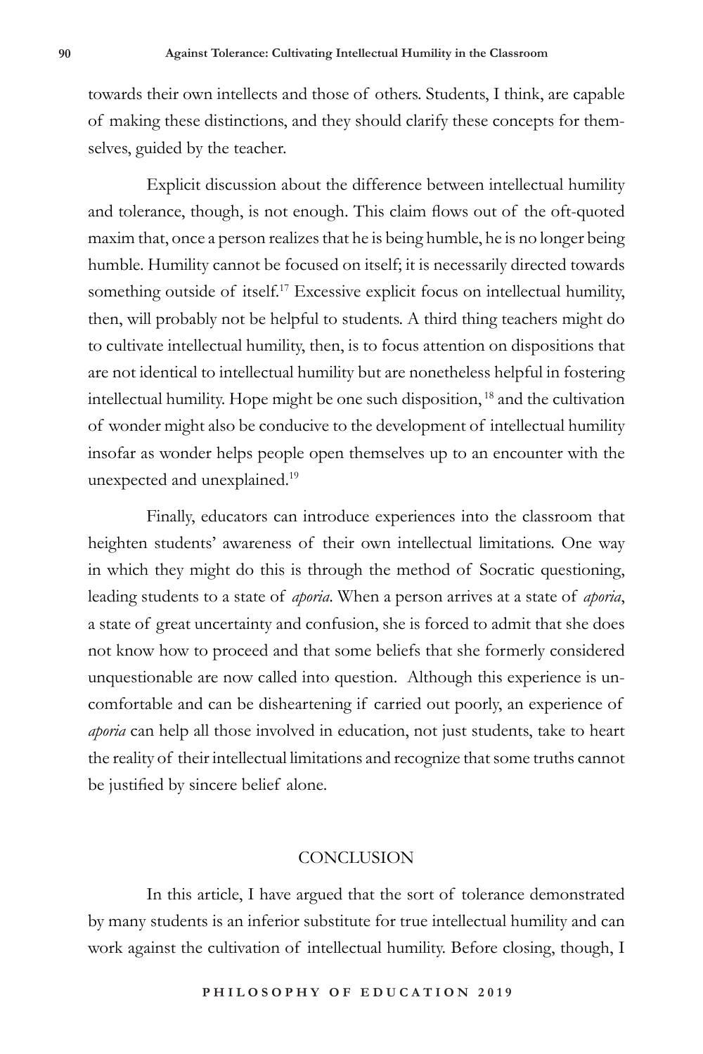towards their own intellects and those of others. Students, I think, are capable of making these distinctions, and they should clarify these concepts for themselves, guided by the teacher.

Explicit discussion about the difference between intellectual humility and tolerance, though, is not enough. This claim flows out of the oft-quoted maxim that, once a person realizes that he is being humble, he is no longer being humble. Humility cannot be focused on itself; it is necessarily directed towards something outside of itself.[17] Excessive explicit focus on intellectual humility, then, will probably not be helpful to students. A third thing teachers might do to cultivate intellectual humility, then, is to focus attention on dispositions that are not identical to intellectual humility but are nonetheless helpful in fostering intellectual humility. Hope might be one such disposition,[18] and the cultivation of wonder might also be conducive to the development of intellectual humility insofar as wonder helps people open themselves up to an encounter with the unexpected and unexplained.[19]

Finally, educators can introduce experiences into the classroom that heighten students' awareness of their own intellectual limitations. One way in which they might do this is through the method of Socratic questioning, leading students to a state of *aporia*. When a person arrives at a state of *aporia*, a state of great uncertainty and confusion, she is forced to admit that she does not know how to proceed and that some beliefs that she formerly considered unquestionable are now called into question. Although this experience is uncomfortable and can be disheartening if carried out poorly, an experience of *aporia* can help all those involved in education, not just students, take to heart the reality of their intellectual limitations and recognize that some truths cannot be justified by sincere belief alone.

## CONCLUSION

In this article, I have argued that the sort of tolerance demonstrated by many students is an inferior substitute for true intellectual humility and can work against the cultivation of intellectual humility. Before closing, though, I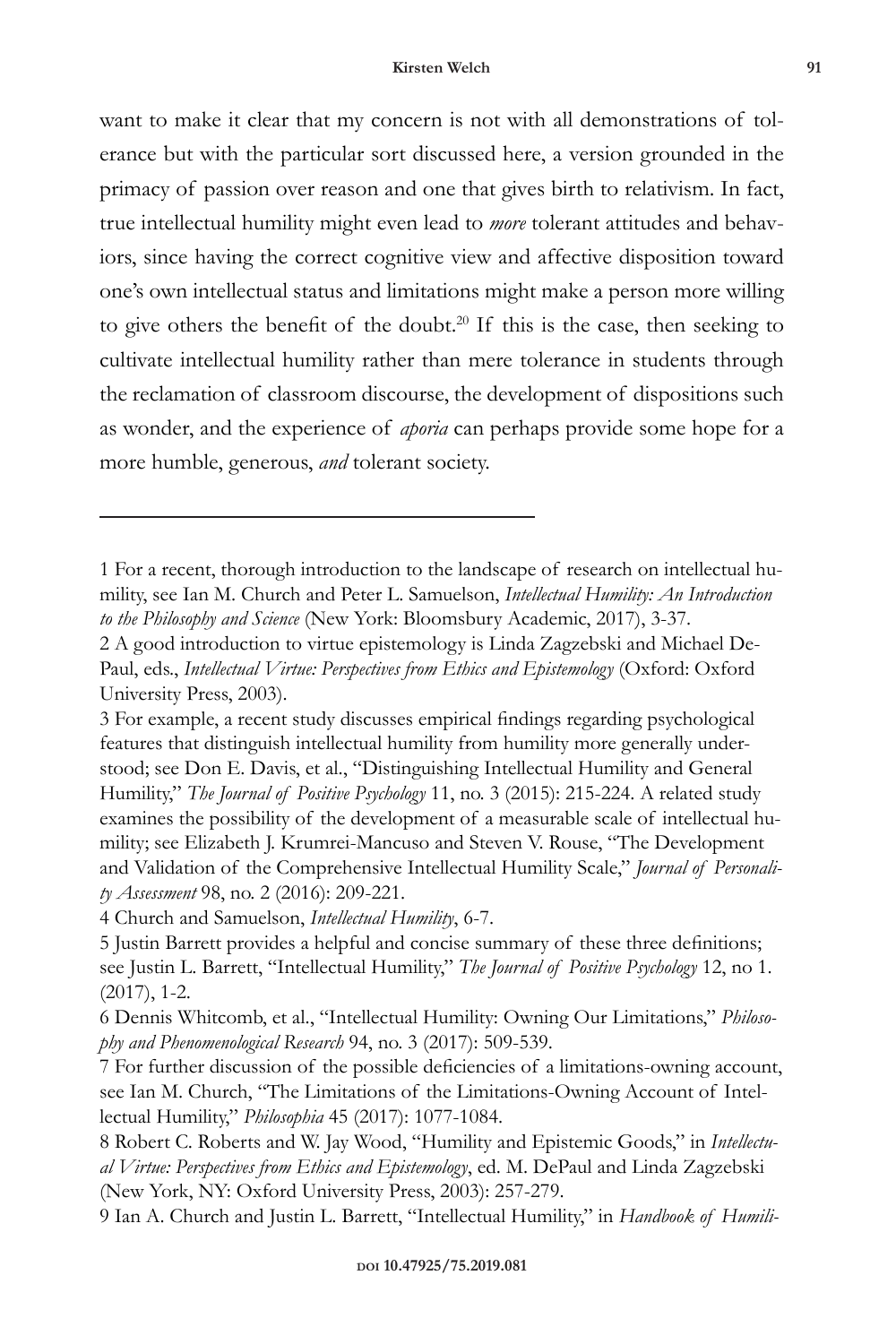want to make it clear that my concern is not with all demonstrations of tolerance but with the particular sort discussed here, a version grounded in the primacy of passion over reason and one that gives birth to relativism. In fact, true intellectual humility might even lead to *more* tolerant attitudes and behaviors, since having the correct cognitive view and affective disposition toward one's own intellectual status and limitations might make a person more willing to give others the benefit of the doubt.[20] If this is the case, then seeking to cultivate intellectual humility rather than mere tolerance in students through the reclamation of classroom discourse, the development of dispositions such as wonder, and the experience of *aporia* can perhaps provide some hope for a more humble, generous, *and* tolerant society.

---

1 For a recent, thorough introduction to the landscape of research on intellectual humility, see Ian M. Church and Peter L. Samuelson, *Intellectual Humility: An Introduction to the Philosophy and Science* (New York: Bloomsbury Academic, 2017), 3-37.

2 A good introduction to virtue epistemology is Linda Zagzebski and Michael DePaul, eds., *Intellectual Virtue: Perspectives from Ethics and Epistemology* (Oxford: Oxford University Press, 2003).

3 For example, a recent study discusses empirical findings regarding psychological features that distinguish intellectual humility from humility more generally understood; see Don E. Davis, et al., "Distinguishing Intellectual Humility and General Humility," *The Journal of Positive Psychology* 11, no. 3 (2015): 215-224. A related study examines the possibility of the development of a measurable scale of intellectual humility; see Elizabeth J. Krumrei-Mancuso and Steven V. Rouse, "The Development and Validation of the Comprehensive Intellectual Humility Scale," *Journal of Personality Assessment* 98, no. 2 (2016): 209-221.

4 Church and Samuelson, *Intellectual Humility*, 6-7.

5 Justin Barrett provides a helpful and concise summary of these three definitions; see Justin L. Barrett, "Intellectual Humility," *The Journal of Positive Psychology* 12, no 1. (2017), 1-2.

6 Dennis Whitcomb, et al., "Intellectual Humility: Owning Our Limitations," *Philosophy and Phenomenological Research* 94, no. 3 (2017): 509-539.

7 For further discussion of the possible deficiencies of a limitations-owning account, see Ian M. Church, "The Limitations of the Limitations-Owning Account of Intellectual Humility," *Philosophia* 45 (2017): 1077-1084.

8 Robert C. Roberts and W. Jay Wood, "Humility and Epistemic Goods," in *Intellectual Virtue: Perspectives from Ethics and Epistemology*, ed. M. DePaul and Linda Zagzebski (New York, NY: Oxford University Press, 2003): 257-279.

9 Ian A. Church and Justin L. Barrett, "Intellectual Humility," in *Handbook of Humili-*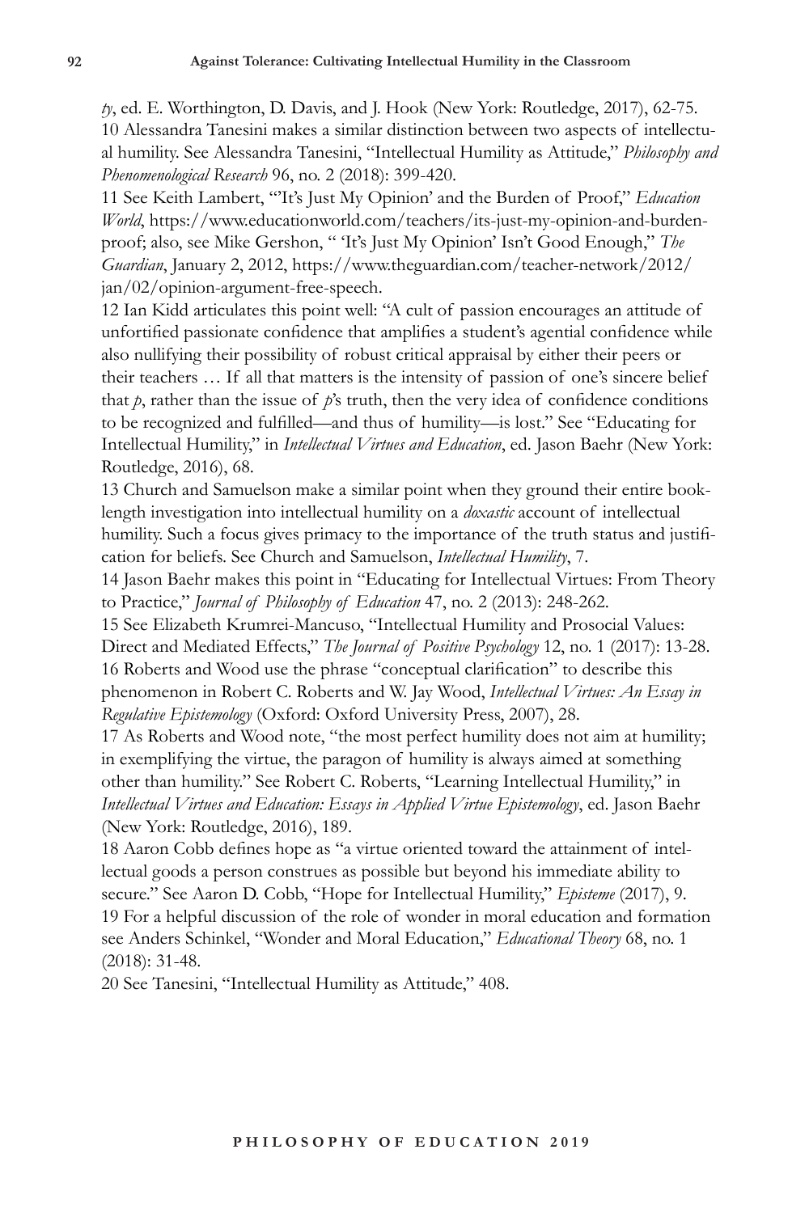*ty*, ed. E. Worthington, D. Davis, and J. Hook (New York: Routledge, 2017), 62-75.

10 Alessandra Tanesini makes a similar distinction between two aspects of intellectual humility. See Alessandra Tanesini, "Intellectual Humility as Attitude," *Philosophy and Phenomenological Research* 96, no. 2 (2018): 399-420.

11 See Keith Lambert, "'It's Just My Opinion' and the Burden of Proof," *Education World*, https://www.educationworld.com/teachers/its-just-my-opinion-and-burden-proof; also, see Mike Gershon, " 'It's Just My Opinion' Isn't Good Enough," *The Guardian*, January 2, 2012, https://www.theguardian.com/teacher-network/2012/jan/02/opinion-argument-free-speech.

12 Ian Kidd articulates this point well: "A cult of passion encourages an attitude of unfortified passionate confidence that amplifies a student's agential confidence while also nullifying their possibility of robust critical appraisal by either their peers or their teachers … If all that matters is the intensity of passion of one's sincere belief that *p*, rather than the issue of *p*'s truth, then the very idea of confidence conditions to be recognized and fulfilled—and thus of humility—is lost." See "Educating for Intellectual Humility," in *Intellectual Virtues and Education*, ed. Jason Baehr (New York: Routledge, 2016), 68.

13 Church and Samuelson make a similar point when they ground their entire book-length investigation into intellectual humility on a *doxastic* account of intellectual humility. Such a focus gives primacy to the importance of the truth status and justification for beliefs. See Church and Samuelson, *Intellectual Humility*, 7.

14 Jason Baehr makes this point in "Educating for Intellectual Virtues: From Theory to Practice," *Journal of Philosophy of Education* 47, no. 2 (2013): 248-262.

15 See Elizabeth Krumrei-Mancuso, "Intellectual Humility and Prosocial Values: Direct and Mediated Effects," *The Journal of Positive Psychology* 12, no. 1 (2017): 13-28.

16 Roberts and Wood use the phrase "conceptual clarification" to describe this phenomenon in Robert C. Roberts and W. Jay Wood, *Intellectual Virtues: An Essay in Regulative Epistemology* (Oxford: Oxford University Press, 2007), 28.

17 As Roberts and Wood note, "the most perfect humility does not aim at humility; in exemplifying the virtue, the paragon of humility is always aimed at something other than humility." See Robert C. Roberts, "Learning Intellectual Humility," in *Intellectual Virtues and Education: Essays in Applied Virtue Epistemology*, ed. Jason Baehr (New York: Routledge, 2016), 189.

18 Aaron Cobb defines hope as "a virtue oriented toward the attainment of intellectual goods a person construes as possible but beyond his immediate ability to secure." See Aaron D. Cobb, "Hope for Intellectual Humility," *Episteme* (2017), 9.

19 For a helpful discussion of the role of wonder in moral education and formation see Anders Schinkel, "Wonder and Moral Education," *Educational Theory* 68, no. 1 (2018): 31-48.

20 See Tanesini, "Intellectual Humility as Attitude," 408.